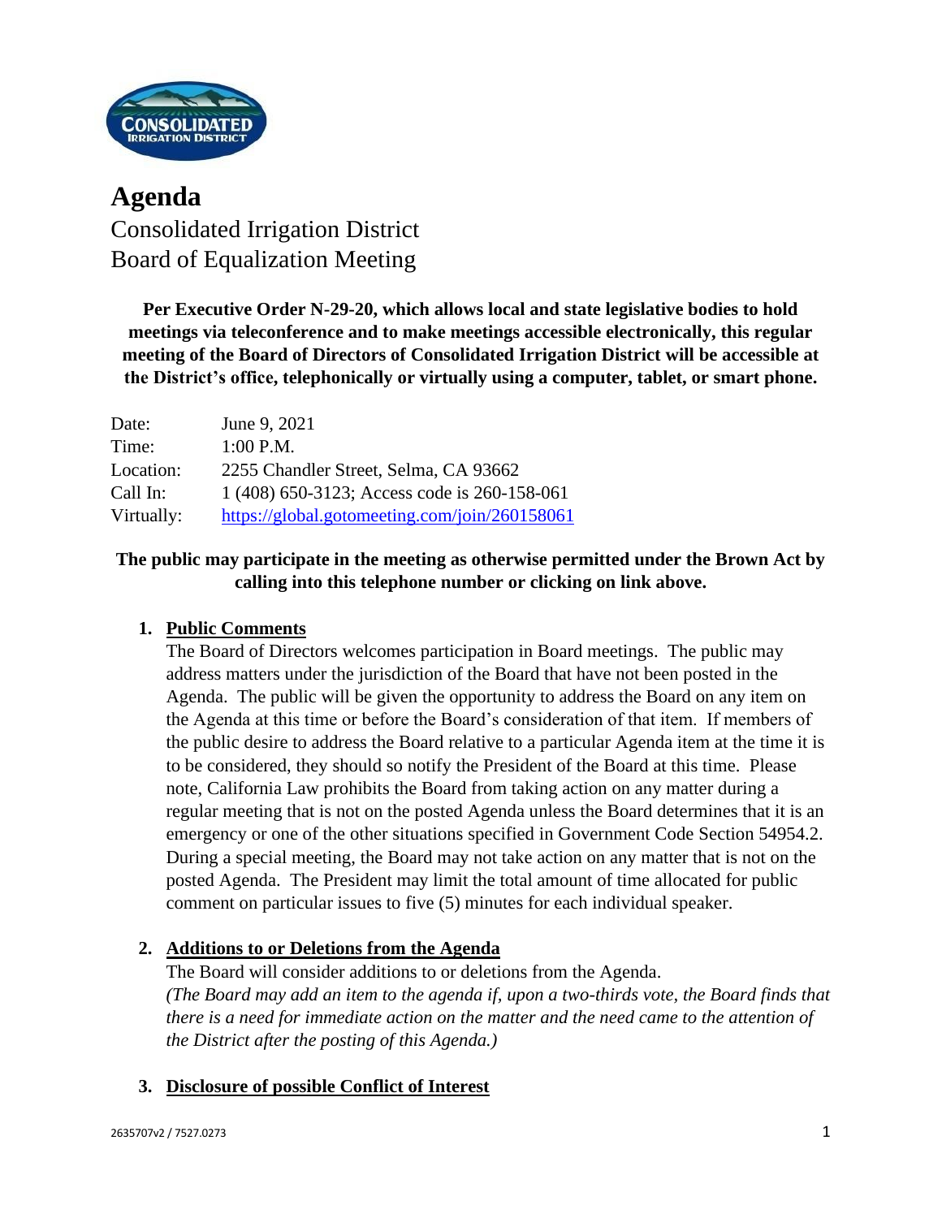# Agenda

Consolidated Irrigation District
Board of Equalization Meeting

**Per Executive Order N-29-20, which allows local and state legislative bodies to hold meetings via teleconference and to make meetings accessible electronically, this regular meeting of the Board of Directors of Consolidated Irrigation District will be accessible at the District's office, telephonically or virtually using a computer, tablet, or smart phone.**

| | |
|---|---|
| Date: | June 9, 2021 |
| Time: | 1:00 P.M. |
| Location: | 2255 Chandler Street, Selma, CA 93662 |
| Call In: | 1 (408) 650-3123; Access code is 260-158-061 |
| Virtually: | https://global.gotomeeting.com/join/260158061 |

**The public may participate in the meeting as otherwise permitted under the Brown Act by calling into this telephone number or clicking on link above.**

1. **Public Comments**
   The Board of Directors welcomes participation in Board meetings. The public may address matters under the jurisdiction of the Board that have not been posted in the Agenda. The public will be given the opportunity to address the Board on any item on the Agenda at this time or before the Board's consideration of that item. If members of the public desire to address the Board relative to a particular Agenda item at the time it is to be considered, they should so notify the President of the Board at this time. Please note, California Law prohibits the Board from taking action on any matter during a regular meeting that is not on the posted Agenda unless the Board determines that it is an emergency or one of the other situations specified in Government Code Section 54954.2. During a special meeting, the Board may not take action on any matter that is not on the posted Agenda. The President may limit the total amount of time allocated for public comment on particular issues to five (5) minutes for each individual speaker.

2. **Additions to or Deletions from the Agenda**
   The Board will consider additions to or deletions from the Agenda.
   *(The Board may add an item to the agenda if, upon a two-thirds vote, the Board finds that there is a need for immediate action on the matter and the need came to the attention of the District after the posting of this Agenda.)*

3. **Disclosure of possible Conflict of Interest**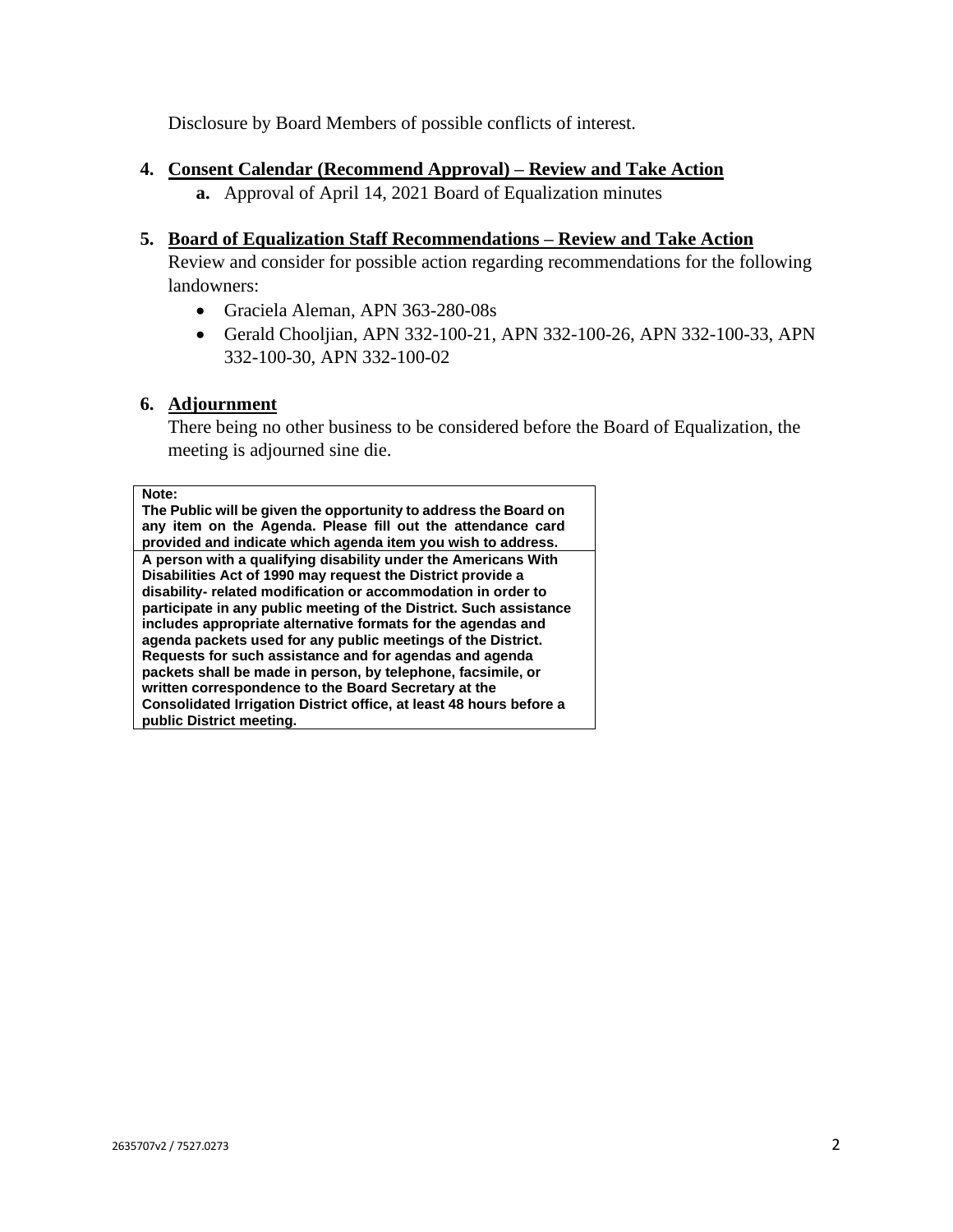Disclosure by Board Members of possible conflicts of interest.

4. **Consent Calendar (Recommend Approval) – Review and Take Action**
   - **a.** Approval of April 14, 2021 Board of Equalization minutes

5. **Board of Equalization Staff Recommendations – Review and Take Action**

   Review and consider for possible action regarding recommendations for the following landowners:
   - Graciela Aleman, APN 363-280-08s
   - Gerald Chooljian, APN 332-100-21, APN 332-100-26, APN 332-100-33, APN 332-100-30, APN 332-100-02

6. **Adjournment**

   There being no other business to be considered before the Board of Equalization, the meeting is adjourned sine die.

| |
|---|
| **Note:**<br>**The Public will be given the opportunity to address the Board on any item on the Agenda. Please fill out the attendance card provided and indicate which agenda item you wish to address.** |
| **A person with a qualifying disability under the Americans With Disabilities Act of 1990 may request the District provide a disability- related modification or accommodation in order to participate in any public meeting of the District. Such assistance includes appropriate alternative formats for the agendas and agenda packets used for any public meetings of the District. Requests for such assistance and for agendas and agenda packets shall be made in person, by telephone, facsimile, or written correspondence to the Board Secretary at the Consolidated Irrigation District office, at least 48 hours before a public District meeting.** |

2635707v2 / 7527.0273